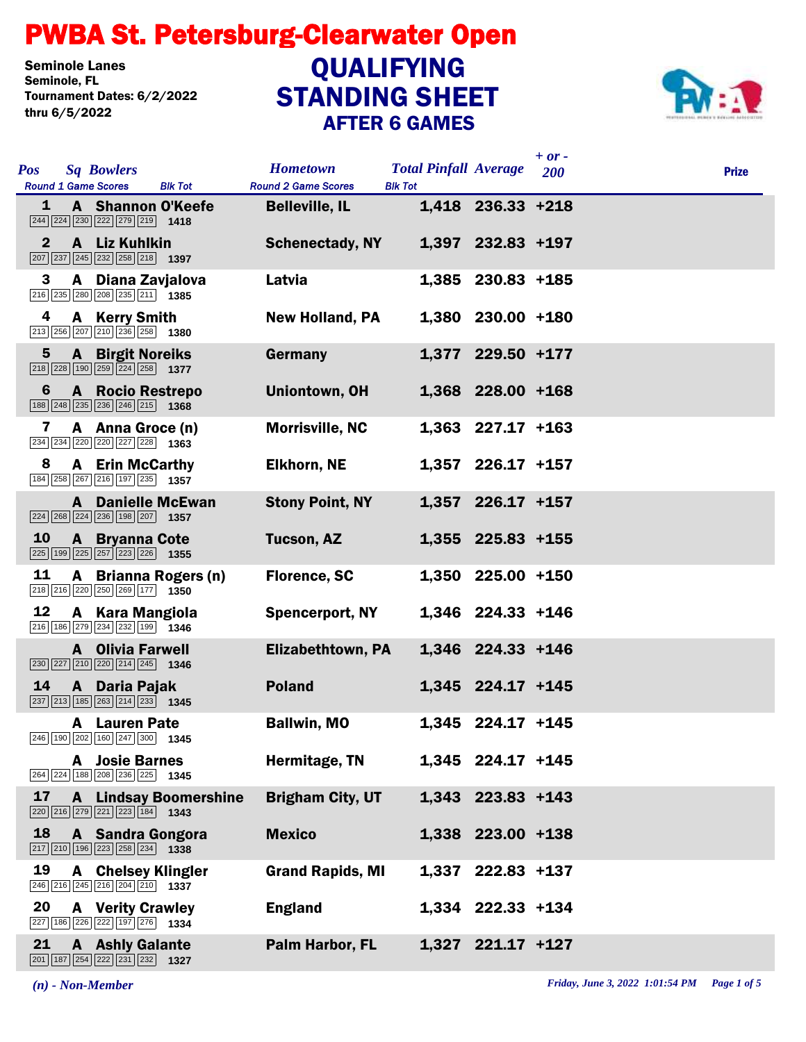# PWBA St. Petersburg-Clearwater Open

Seminole Lanes
Seminole, FL
Tournament Dates: 6/2/2022 thru 6/5/2022

## QUALIFYING STANDING SHEET
### AFTER 6 GAMES

| Pos | Sq | Bowlers | Round 1 Game Scores | Blk Tot | Hometown | Total Pinfall | Average | + or - 200 | Prize |
|---|---|---|---|---|---|---|---|---|---|
| 1 | A | Shannon O'Keefe | 244 224 230 222 279 219 | 1418 | Belleville, IL | 1,418 | 236.33 | +218 | |
| 2 | A | Liz Kuhlkin | 207 237 245 232 258 218 | 1397 | Schenectady, NY | 1,397 | 232.83 | +197 | |
| 3 | A | Diana Zavjalova | 216 235 280 208 235 211 | 1385 | Latvia | 1,385 | 230.83 | +185 | |
| 4 | A | Kerry Smith | 213 256 207 210 236 258 | 1380 | New Holland, PA | 1,380 | 230.00 | +180 | |
| 5 | A | Birgit Noreiks | 218 228 190 259 224 258 | 1377 | Germany | 1,377 | 229.50 | +177 | |
| 6 | A | Rocio Restrepo | 188 248 235 236 246 215 | 1368 | Uniontown, OH | 1,368 | 228.00 | +168 | |
| 7 | A | Anna Groce (n) | 234 234 220 220 227 228 | 1363 | Morrisville, NC | 1,363 | 227.17 | +163 | |
| 8 | A | Erin McCarthy | 184 258 267 216 197 235 | 1357 | Elkhorn, NE | 1,357 | 226.17 | +157 | |
| | A | Danielle McEwan | 224 268 224 236 198 207 | 1357 | Stony Point, NY | 1,357 | 226.17 | +157 | |
| 10 | A | Bryanna Cote | 225 199 225 257 223 226 | 1355 | Tucson, AZ | 1,355 | 225.83 | +155 | |
| 11 | A | Brianna Rogers (n) | 218 216 220 250 269 177 | 1350 | Florence, SC | 1,350 | 225.00 | +150 | |
| 12 | A | Kara Mangiola | 216 186 279 234 232 199 | 1346 | Spencerport, NY | 1,346 | 224.33 | +146 | |
| | A | Olivia Farwell | 230 227 210 220 214 245 | 1346 | Elizabethtown, PA | 1,346 | 224.33 | +146 | |
| 14 | A | Daria Pajak | 237 213 185 263 214 233 | 1345 | Poland | 1,345 | 224.17 | +145 | |
| | A | Lauren Pate | 246 190 202 160 247 300 | 1345 | Ballwin, MO | 1,345 | 224.17 | +145 | |
| | A | Josie Barnes | 264 224 188 208 236 225 | 1345 | Hermitage, TN | 1,345 | 224.17 | +145 | |
| 17 | A | Lindsay Boomershine | 220 216 279 221 223 184 | 1343 | Brigham City, UT | 1,343 | 223.83 | +143 | |
| 18 | A | Sandra Gongora | 217 210 196 223 258 234 | 1338 | Mexico | 1,338 | 223.00 | +138 | |
| 19 | A | Chelsey Klingler | 246 216 245 216 204 210 | 1337 | Grand Rapids, MI | 1,337 | 222.83 | +137 | |
| 20 | A | Verity Crawley | 227 186 226 222 197 276 | 1334 | England | 1,334 | 222.33 | +134 | |
| 21 | A | Ashly Galante | 201 187 254 222 231 232 | 1327 | Palm Harbor, FL | 1,327 | 221.17 | +127 | |

*(n) - Non-Member*

*Friday, June 3, 2022 1:01:54 PM*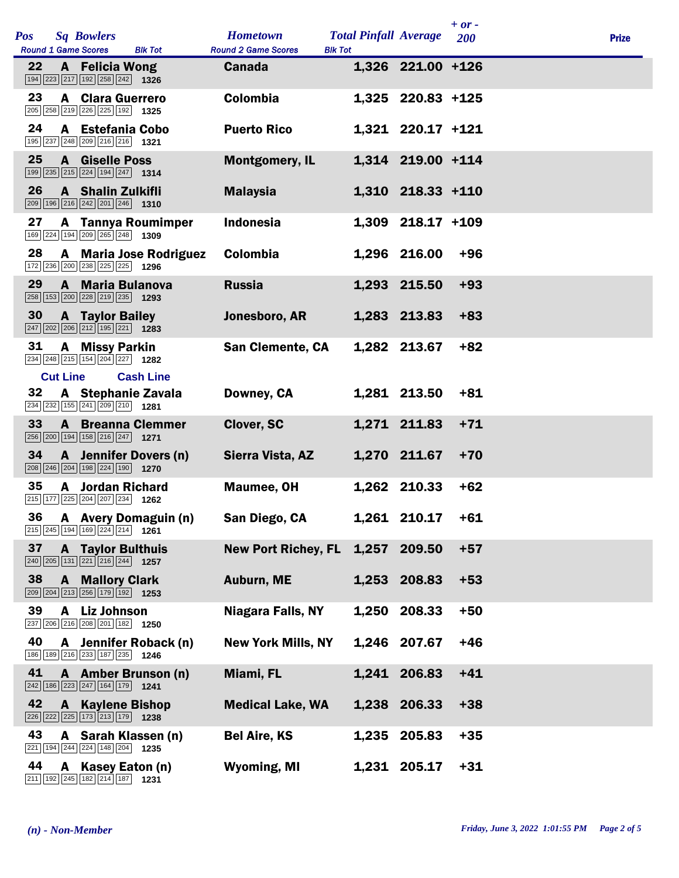| Pos | Sq | Bowlers | Round 1 Game Scores | Blk Tot | Hometown | Total Pinfall | Average | + or - 200 | Prize |
|---|---|---|---|---|---|---|---|---|---|
| 22 | A | Felicia Wong | 194 223 217 192 258 242 | 1326 | Canada | 1,326 | 221.00 | +126 | |
| 23 | A | Clara Guerrero | 205 258 219 226 225 192 | 1325 | Colombia | 1,325 | 220.83 | +125 | |
| 24 | A | Estefania Cobo | 195 237 248 209 216 216 | 1321 | Puerto Rico | 1,321 | 220.17 | +121 | |
| 25 | A | Giselle Poss | 199 235 215 224 194 247 | 1314 | Montgomery, IL | 1,314 | 219.00 | +114 | |
| 26 | A | Shalin Zulkifli | 209 196 216 242 201 246 | 1310 | Malaysia | 1,310 | 218.33 | +110 | |
| 27 | A | Tannya Roumimper | 169 224 194 209 265 248 | 1309 | Indonesia | 1,309 | 218.17 | +109 | |
| 28 | A | Maria Jose Rodriguez | 172 236 200 238 225 225 | 1296 | Colombia | 1,296 | 216.00 | +96 | |
| 29 | A | Maria Bulanova | 258 153 200 228 219 235 | 1293 | Russia | 1,293 | 215.50 | +93 | |
| 30 | A | Taylor Bailey | 247 202 206 212 195 221 | 1283 | Jonesboro, AR | 1,283 | 213.83 | +83 | |
| 31 | A | Missy Parkin | 234 248 215 154 204 227 | 1282 | San Clemente, CA | 1,282 | 213.67 | +82 | |
| **Cut Line** | | **Cash Line** | | | | | | | |
| 32 | A | Stephanie Zavala | 234 232 155 241 209 210 | 1281 | Downey, CA | 1,281 | 213.50 | +81 | |
| 33 | A | Breanna Clemmer | 256 200 194 158 216 247 | 1271 | Clover, SC | 1,271 | 211.83 | +71 | |
| 34 | A | Jennifer Dovers (n) | 208 246 204 198 224 190 | 1270 | Sierra Vista, AZ | 1,270 | 211.67 | +70 | |
| 35 | A | Jordan Richard | 215 177 225 204 207 234 | 1262 | Maumee, OH | 1,262 | 210.33 | +62 | |
| 36 | A | Avery Domaguin (n) | 215 245 194 169 224 214 | 1261 | San Diego, CA | 1,261 | 210.17 | +61 | |
| 37 | A | Taylor Bulthuis | 240 205 131 221 216 244 | 1257 | New Port Richey, FL | 1,257 | 209.50 | +57 | |
| 38 | A | Mallory Clark | 209 204 213 256 179 192 | 1253 | Auburn, ME | 1,253 | 208.83 | +53 | |
| 39 | A | Liz Johnson | 237 206 216 208 201 182 | 1250 | Niagara Falls, NY | 1,250 | 208.33 | +50 | |
| 40 | A | Jennifer Roback (n) | 186 189 216 233 187 235 | 1246 | New York Mills, NY | 1,246 | 207.67 | +46 | |
| 41 | A | Amber Brunson (n) | 242 186 223 247 164 179 | 1241 | Miami, FL | 1,241 | 206.83 | +41 | |
| 42 | A | Kaylene Bishop | 226 222 225 173 213 179 | 1238 | Medical Lake, WA | 1,238 | 206.33 | +38 | |
| 43 | A | Sarah Klassen (n) | 221 194 244 224 148 204 | 1235 | Bel Aire, KS | 1,235 | 205.83 | +35 | |
| 44 | A | Kasey Eaton (n) | 211 192 245 182 214 187 | 1231 | Wyoming, MI | 1,231 | 205.17 | +31 | |

*(n) - Non-Member*

*Friday, June 3, 2022 1:01:55 PM*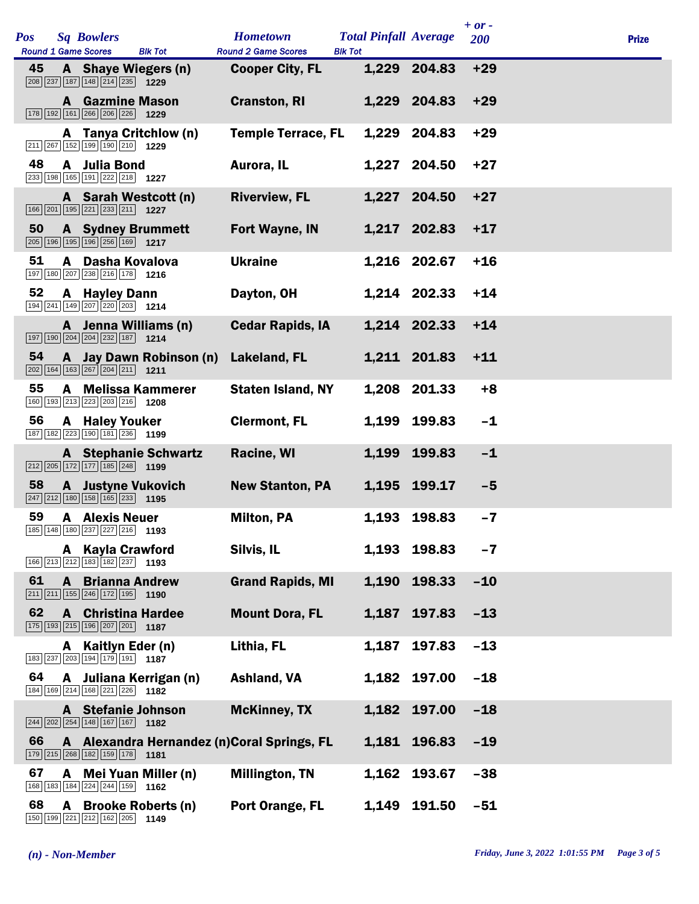| Pos | Sq | Bowlers | Hometown | Total Pinfall | Average | + or - 200 | Prize |
|---|---|---|---|---|---|---|---|
| Round 1 Game Scores | | Blk Tot | Round 2 Game Scores | Blk Tot | | | |
| 45 | A | Shaye Wiegers (n) | Cooper City, FL | 1,229 | 204.83 | +29 | |
| 208 237 187 148 214 235 | | 1229 | | | | | |
| | A | Gazmine Mason | Cranston, RI | 1,229 | 204.83 | +29 | |
| 178 192 161 266 206 226 | | 1229 | | | | | |
| | A | Tanya Critchlow (n) | Temple Terrace, FL | 1,229 | 204.83 | +29 | |
| 211 267 152 199 190 210 | | 1229 | | | | | |
| 48 | A | Julia Bond | Aurora, IL | 1,227 | 204.50 | +27 | |
| 233 198 165 191 222 218 | | 1227 | | | | | |
| | A | Sarah Westcott (n) | Riverview, FL | 1,227 | 204.50 | +27 | |
| 166 201 195 221 233 211 | | 1227 | | | | | |
| 50 | A | Sydney Brummett | Fort Wayne, IN | 1,217 | 202.83 | +17 | |
| 205 196 195 196 256 169 | | 1217 | | | | | |
| 51 | A | Dasha Kovalova | Ukraine | 1,216 | 202.67 | +16 | |
| 197 180 207 238 216 178 | | 1216 | | | | | |
| 52 | A | Hayley Dann | Dayton, OH | 1,214 | 202.33 | +14 | |
| 194 241 149 207 220 203 | | 1214 | | | | | |
| | A | Jenna Williams (n) | Cedar Rapids, IA | 1,214 | 202.33 | +14 | |
| 197 190 204 204 232 187 | | 1214 | | | | | |
| 54 | A | Jay Dawn Robinson (n) | Lakeland, FL | 1,211 | 201.83 | +11 | |
| 202 164 163 267 204 211 | | 1211 | | | | | |
| 55 | A | Melissa Kammerer | Staten Island, NY | 1,208 | 201.33 | +8 | |
| 160 193 213 223 203 216 | | 1208 | | | | | |
| 56 | A | Haley Youker | Clermont, FL | 1,199 | 199.83 | -1 | |
| 187 182 223 190 181 236 | | 1199 | | | | | |
| | A | Stephanie Schwartz | Racine, WI | 1,199 | 199.83 | -1 | |
| 212 205 172 177 185 248 | | 1199 | | | | | |
| 58 | A | Justyne Vukovich | New Stanton, PA | 1,195 | 199.17 | -5 | |
| 247 212 180 158 165 233 | | 1195 | | | | | |
| 59 | A | Alexis Neuer | Milton, PA | 1,193 | 198.83 | -7 | |
| 185 148 180 237 227 216 | | 1193 | | | | | |
| | A | Kayla Crawford | Silvis, IL | 1,193 | 198.83 | -7 | |
| 166 213 212 183 182 237 | | 1193 | | | | | |
| 61 | A | Brianna Andrew | Grand Rapids, MI | 1,190 | 198.33 | -10 | |
| 211 211 155 246 172 195 | | 1190 | | | | | |
| 62 | A | Christina Hardee | Mount Dora, FL | 1,187 | 197.83 | -13 | |
| 175 193 215 196 207 201 | | 1187 | | | | | |
| | A | Kaitlyn Eder (n) | Lithia, FL | 1,187 | 197.83 | -13 | |
| 183 237 203 194 179 191 | | 1187 | | | | | |
| 64 | A | Juliana Kerrigan (n) | Ashland, VA | 1,182 | 197.00 | -18 | |
| 184 169 214 168 221 226 | | 1182 | | | | | |
| | A | Stefanie Johnson | McKinney, TX | 1,182 | 197.00 | -18 | |
| 244 202 254 148 167 167 | | 1182 | | | | | |
| 66 | A | Alexandra Hernandez (n) | Coral Springs, FL | 1,181 | 196.83 | -19 | |
| 179 215 268 182 159 178 | | 1181 | | | | | |
| 67 | A | Mei Yuan Miller (n) | Millington, TN | 1,162 | 193.67 | -38 | |
| 168 183 184 224 244 159 | | 1162 | | | | | |
| 68 | A | Brooke Roberts (n) | Port Orange, FL | 1,149 | 191.50 | -51 | |
| 150 199 221 212 162 205 | | 1149 | | | | | |

*(n) - Non-Member*

*Friday, June 3, 2022 1:01:55 PM*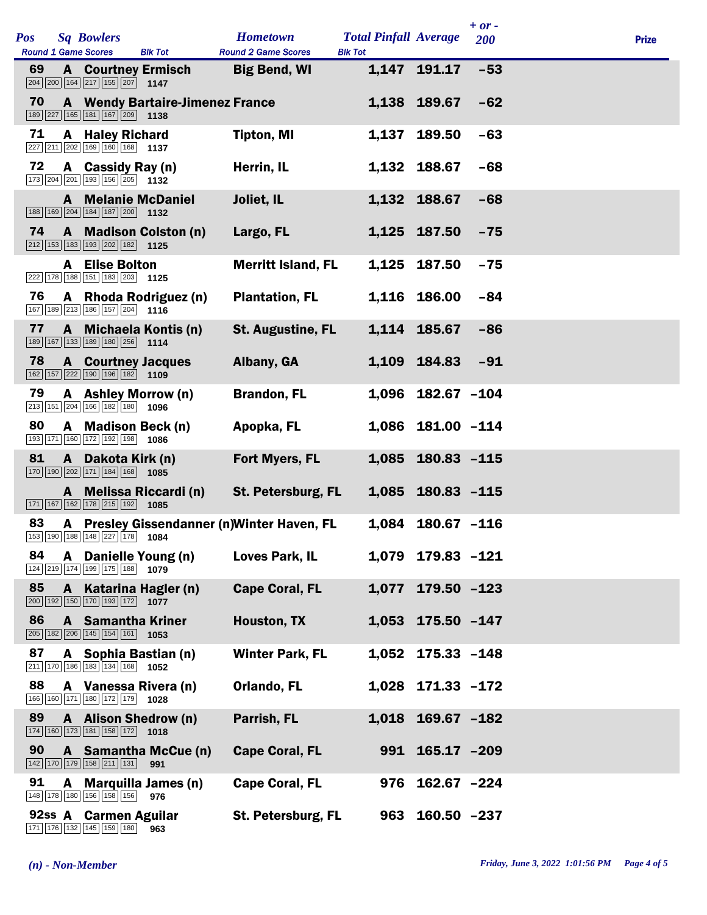| Pos | Sq | Bowlers | Hometown | Total Pinfall | Average | + or - 200 | Prize |
|---|---|---|---|---|---|---|---|
| Round 1 Game Scores | | Blk Tot | Round 2 Game Scores | Blk Tot | | | |
| 69 | A | Courtney Ermisch | Big Bend, WI | 1,147 | 191.17 | -53 | |
| 204 200 164 217 155 207 | | 1147 | | | | | |
| 70 | A | Wendy Bartaire-Jimenez | France | 1,138 | 189.67 | -62 | |
| 189 227 165 181 167 209 | | 1138 | | | | | |
| 71 | A | Haley Richard | Tipton, MI | 1,137 | 189.50 | -63 | |
| 227 211 202 169 160 168 | | 1137 | | | | | |
| 72 | A | Cassidy Ray (n) | Herrin, IL | 1,132 | 188.67 | -68 | |
| 173 204 201 193 156 205 | | 1132 | | | | | |
| | A | Melanie McDaniel | Joliet, IL | 1,132 | 188.67 | -68 | |
| 188 169 204 184 187 200 | | 1132 | | | | | |
| 74 | A | Madison Colston (n) | Largo, FL | 1,125 | 187.50 | -75 | |
| 212 153 183 193 202 182 | | 1125 | | | | | |
| | A | Elise Bolton | Merritt Island, FL | 1,125 | 187.50 | -75 | |
| 222 178 188 151 183 203 | | 1125 | | | | | |
| 76 | A | Rhoda Rodriguez (n) | Plantation, FL | 1,116 | 186.00 | -84 | |
| 167 189 213 186 157 204 | | 1116 | | | | | |
| 77 | A | Michaela Kontis (n) | St. Augustine, FL | 1,114 | 185.67 | -86 | |
| 189 167 133 189 180 256 | | 1114 | | | | | |
| 78 | A | Courtney Jacques | Albany, GA | 1,109 | 184.83 | -91 | |
| 162 157 222 190 196 182 | | 1109 | | | | | |
| 79 | A | Ashley Morrow (n) | Brandon, FL | 1,096 | 182.67 | -104 | |
| 213 151 204 166 182 180 | | 1096 | | | | | |
| 80 | A | Madison Beck (n) | Apopka, FL | 1,086 | 181.00 | -114 | |
| 193 171 160 172 192 198 | | 1086 | | | | | |
| 81 | A | Dakota Kirk (n) | Fort Myers, FL | 1,085 | 180.83 | -115 | |
| 170 190 202 171 184 168 | | 1085 | | | | | |
| | A | Melissa Riccardi (n) | St. Petersburg, FL | 1,085 | 180.83 | -115 | |
| 171 167 162 178 215 192 | | 1085 | | | | | |
| 83 | A | Presley Gissendanner (n) | Winter Haven, FL | 1,084 | 180.67 | -116 | |
| 153 190 188 148 227 178 | | 1084 | | | | | |
| 84 | A | Danielle Young (n) | Loves Park, IL | 1,079 | 179.83 | -121 | |
| 124 219 174 199 175 188 | | 1079 | | | | | |
| 85 | A | Katarina Hagler (n) | Cape Coral, FL | 1,077 | 179.50 | -123 | |
| 200 192 150 170 193 172 | | 1077 | | | | | |
| 86 | A | Samantha Kriner | Houston, TX | 1,053 | 175.50 | -147 | |
| 205 182 206 145 154 161 | | 1053 | | | | | |
| 87 | A | Sophia Bastian (n) | Winter Park, FL | 1,052 | 175.33 | -148 | |
| 211 170 186 183 134 168 | | 1052 | | | | | |
| 88 | A | Vanessa Rivera (n) | Orlando, FL | 1,028 | 171.33 | -172 | |
| 166 160 171 180 172 179 | | 1028 | | | | | |
| 89 | A | Alison Shedrow (n) | Parrish, FL | 1,018 | 169.67 | -182 | |
| 174 160 173 181 158 172 | | 1018 | | | | | |
| 90 | A | Samantha McCue (n) | Cape Coral, FL | 991 | 165.17 | -209 | |
| 142 170 179 158 211 131 | | 991 | | | | | |
| 91 | A | Marquilla James (n) | Cape Coral, FL | 976 | 162.67 | -224 | |
| 148 178 180 156 158 156 | | 976 | | | | | |
| 92ss | A | Carmen Aguilar | St. Petersburg, FL | 963 | 160.50 | -237 | |
| 171 176 132 145 159 180 | | 963 | | | | | |

*(n) - Non-Member*

*Friday, June 3, 2022 1:01:56 PM*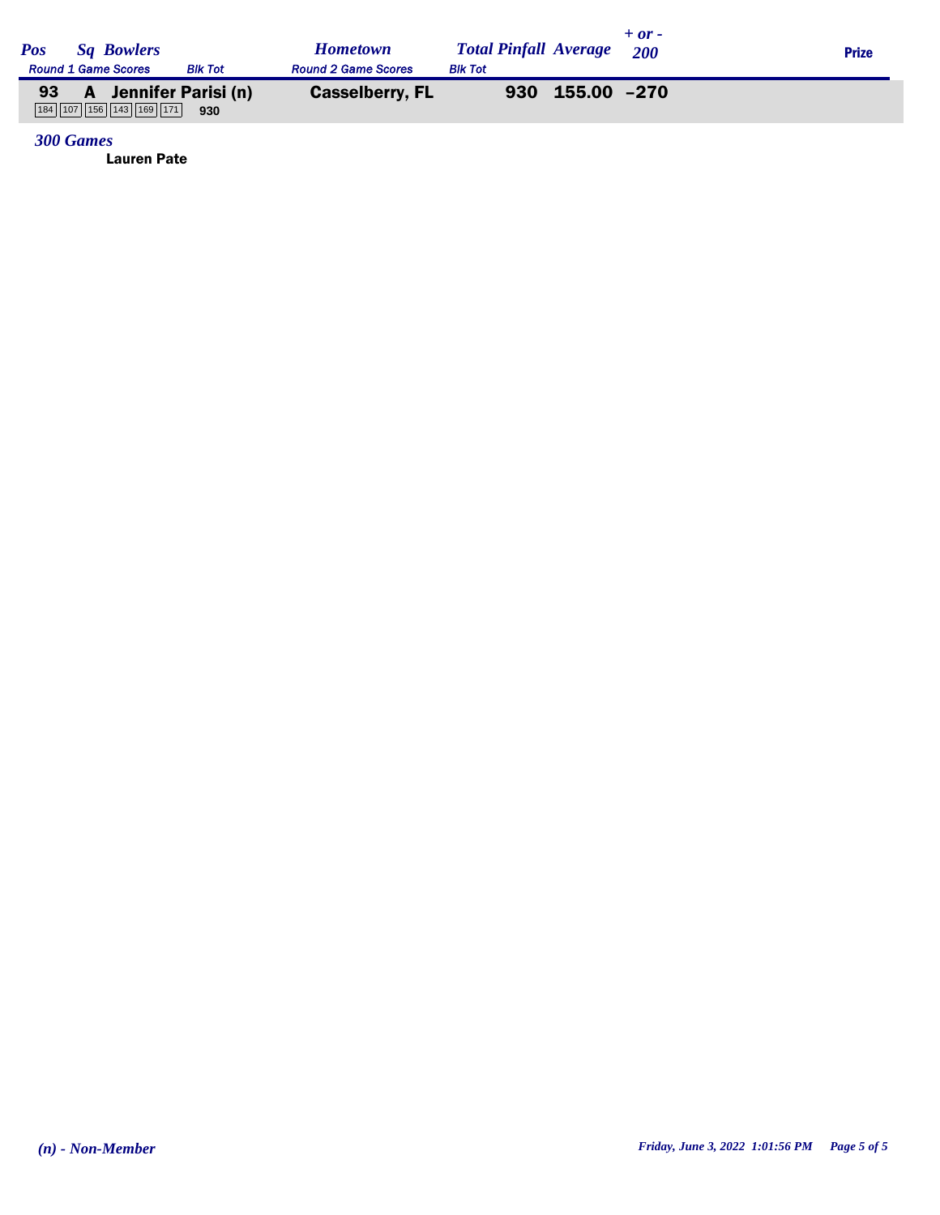| Pos | Sq | Bowlers | Hometown | Total Pinfall | Average | + or - 200 | Prize |
|---|---|---|---|---|---|---|---|
| Round 1 Game Scores | | Blk Tot | Round 2 Game Scores | Blk Tot | | | |
| 93 | A | Jennifer Parisi (n) | Casselberry, FL | 930 | 155.00 | -270 | |
| 184 107 156 143 169 171 | | 930 | | | | | |

*300 Games*

**Lauren Pate**

*(n) - Non-Member*

*Friday, June 3, 2022 1:01:56 PM*